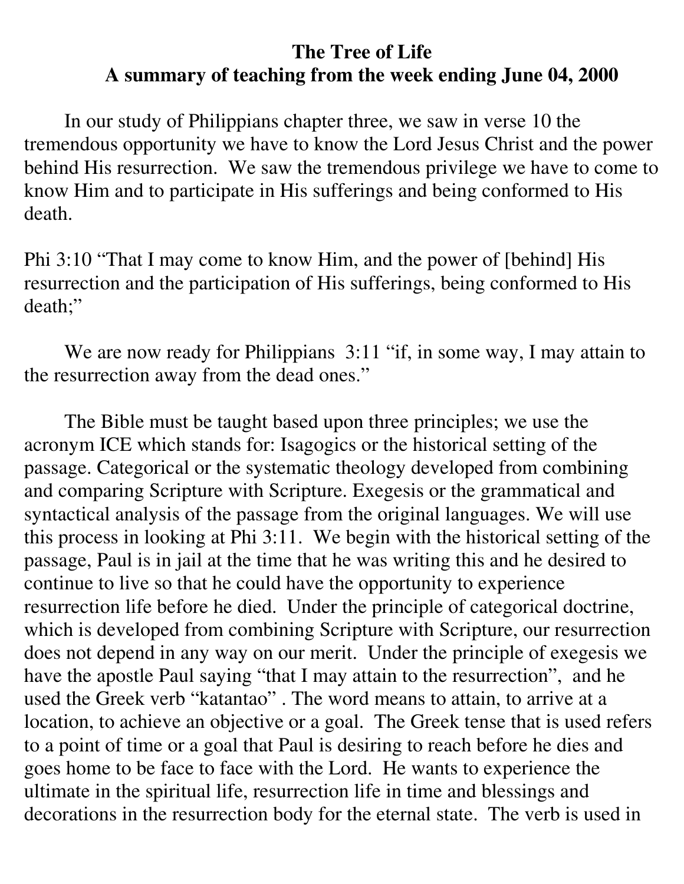# The Tree of Life
## A summary of teaching from the week ending June 04, 2000

In our study of Philippians chapter three, we saw in verse 10 the tremendous opportunity we have to know the Lord Jesus Christ and the power behind His resurrection. We saw the tremendous privilege we have to come to know Him and to participate in His sufferings and being conformed to His death.

Phi 3:10 "That I may come to know Him, and the power of [behind] His resurrection and the participation of His sufferings, being conformed to His death;"

We are now ready for Philippians 3:11 "if, in some way, I may attain to the resurrection away from the dead ones."

The Bible must be taught based upon three principles; we use the acronym ICE which stands for: Isagogics or the historical setting of the passage. Categorical or the systematic theology developed from combining and comparing Scripture with Scripture. Exegesis or the grammatical and syntactical analysis of the passage from the original languages. We will use this process in looking at Phi 3:11. We begin with the historical setting of the passage, Paul is in jail at the time that he was writing this and he desired to continue to live so that he could have the opportunity to experience resurrection life before he died. Under the principle of categorical doctrine, which is developed from combining Scripture with Scripture, our resurrection does not depend in any way on our merit. Under the principle of exegesis we have the apostle Paul saying "that I may attain to the resurrection", and he used the Greek verb "katantao" . The word means to attain, to arrive at a location, to achieve an objective or a goal. The Greek tense that is used refers to a point of time or a goal that Paul is desiring to reach before he dies and goes home to be face to face with the Lord. He wants to experience the ultimate in the spiritual life, resurrection life in time and blessings and decorations in the resurrection body for the eternal state. The verb is used in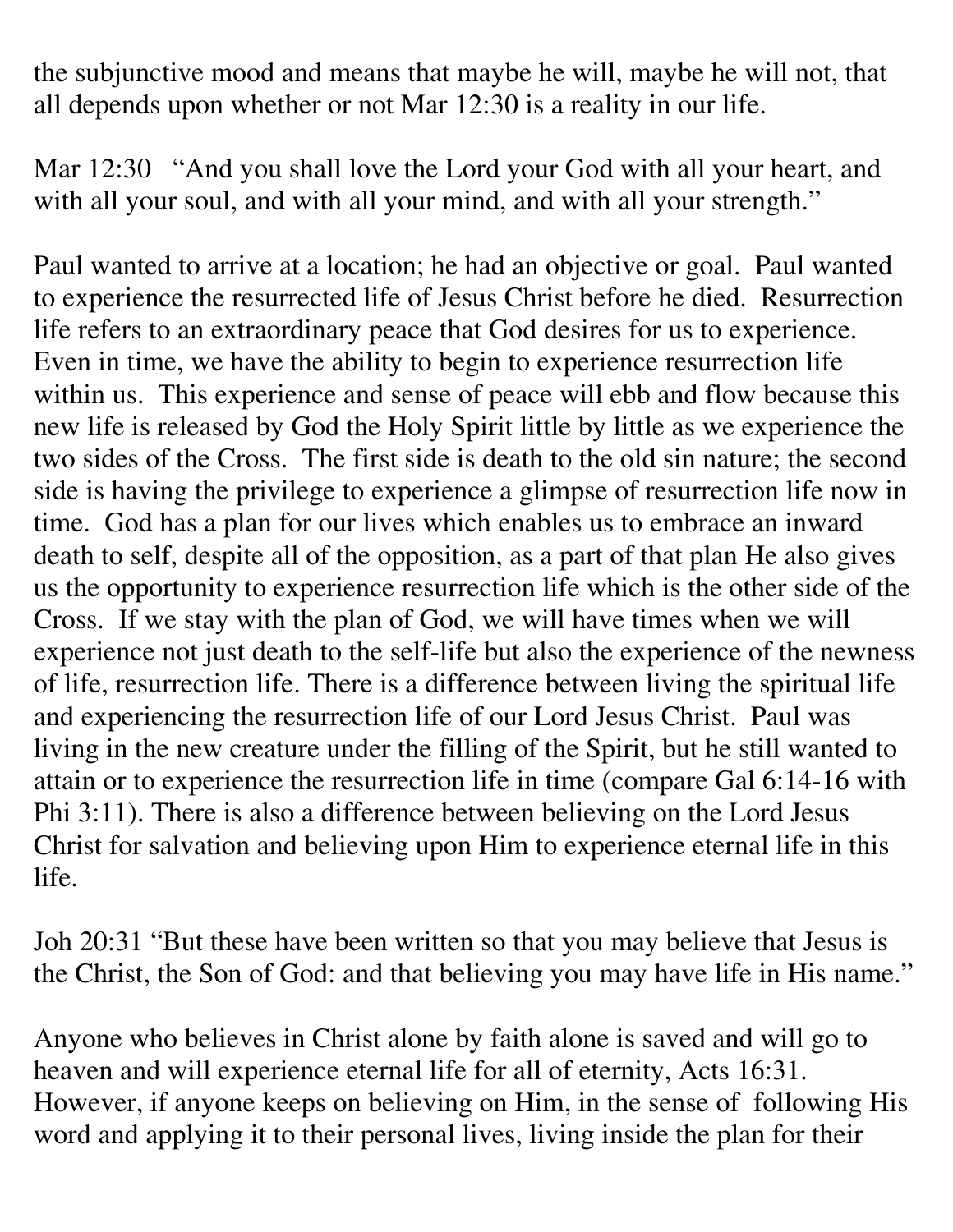the subjunctive mood and means that maybe he will, maybe he will not, that all depends upon whether or not Mar 12:30 is a reality in our life.

Mar 12:30 "And you shall love the Lord your God with all your heart, and with all your soul, and with all your mind, and with all your strength."

Paul wanted to arrive at a location; he had an objective or goal. Paul wanted to experience the resurrected life of Jesus Christ before he died. Resurrection life refers to an extraordinary peace that God desires for us to experience. Even in time, we have the ability to begin to experience resurrection life within us. This experience and sense of peace will ebb and flow because this new life is released by God the Holy Spirit little by little as we experience the two sides of the Cross. The first side is death to the old sin nature; the second side is having the privilege to experience a glimpse of resurrection life now in time. God has a plan for our lives which enables us to embrace an inward death to self, despite all of the opposition, as a part of that plan He also gives us the opportunity to experience resurrection life which is the other side of the Cross. If we stay with the plan of God, we will have times when we will experience not just death to the self-life but also the experience of the newness of life, resurrection life. There is a difference between living the spiritual life and experiencing the resurrection life of our Lord Jesus Christ. Paul was living in the new creature under the filling of the Spirit, but he still wanted to attain or to experience the resurrection life in time (compare Gal 6:14-16 with Phi 3:11). There is also a difference between believing on the Lord Jesus Christ for salvation and believing upon Him to experience eternal life in this life.

Joh 20:31 "But these have been written so that you may believe that Jesus is the Christ, the Son of God: and that believing you may have life in His name."

Anyone who believes in Christ alone by faith alone is saved and will go to heaven and will experience eternal life for all of eternity, Acts 16:31. However, if anyone keeps on believing on Him, in the sense of following His word and applying it to their personal lives, living inside the plan for their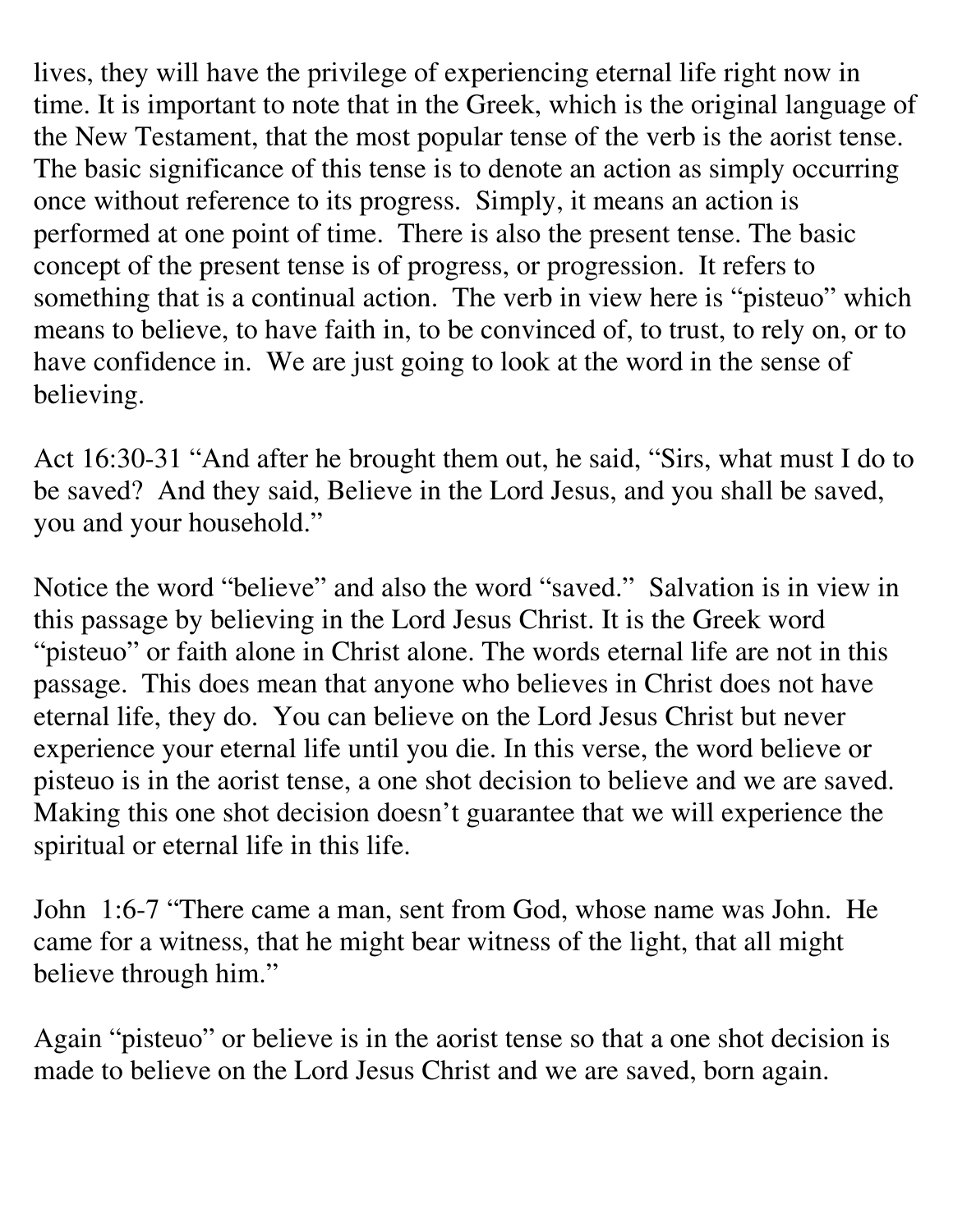lives, they will have the privilege of experiencing eternal life right now in time. It is important to note that in the Greek, which is the original language of the New Testament, that the most popular tense of the verb is the aorist tense. The basic significance of this tense is to denote an action as simply occurring once without reference to its progress. Simply, it means an action is performed at one point of time. There is also the present tense. The basic concept of the present tense is of progress, or progression. It refers to something that is a continual action. The verb in view here is "pisteuo" which means to believe, to have faith in, to be convinced of, to trust, to rely on, or to have confidence in. We are just going to look at the word in the sense of believing.

Act 16:30-31 "And after he brought them out, he said, "Sirs, what must I do to be saved? And they said, Believe in the Lord Jesus, and you shall be saved, you and your household."

Notice the word "believe" and also the word "saved." Salvation is in view in this passage by believing in the Lord Jesus Christ. It is the Greek word "pisteuo" or faith alone in Christ alone. The words eternal life are not in this passage. This does mean that anyone who believes in Christ does not have eternal life, they do. You can believe on the Lord Jesus Christ but never experience your eternal life until you die. In this verse, the word believe or pisteuo is in the aorist tense, a one shot decision to believe and we are saved. Making this one shot decision doesn't guarantee that we will experience the spiritual or eternal life in this life.

John 1:6-7 "There came a man, sent from God, whose name was John. He came for a witness, that he might bear witness of the light, that all might believe through him."

Again "pisteuo" or believe is in the aorist tense so that a one shot decision is made to believe on the Lord Jesus Christ and we are saved, born again.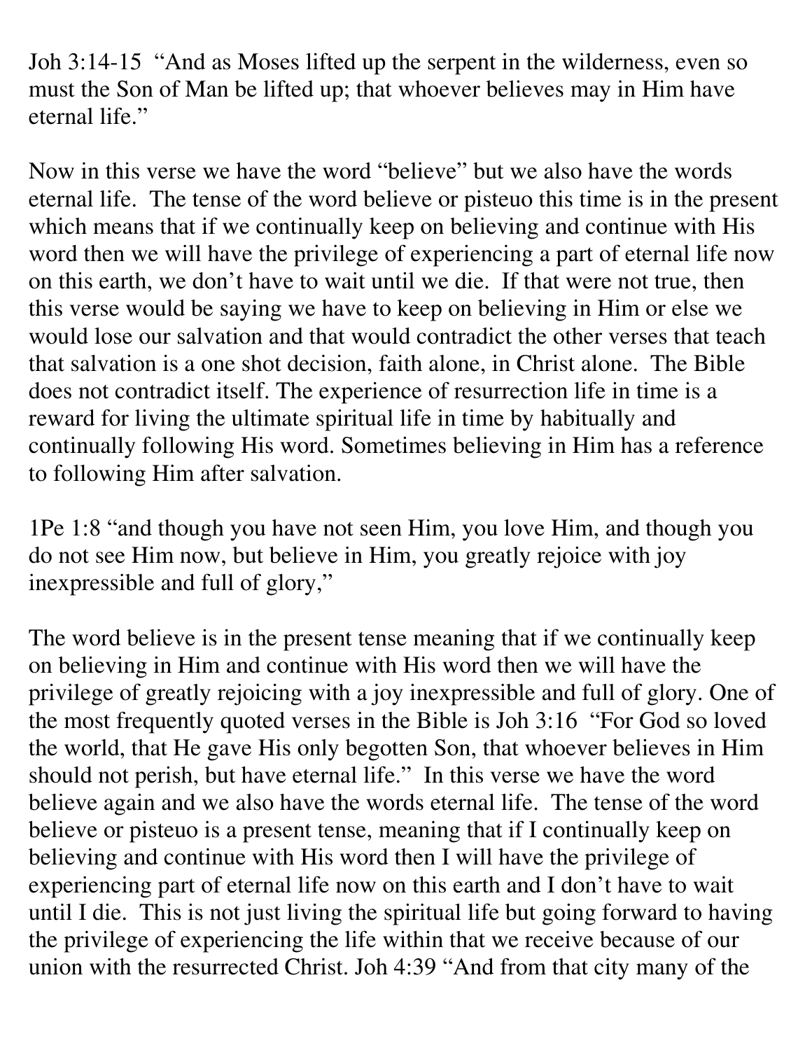Joh 3:14-15 "And as Moses lifted up the serpent in the wilderness, even so must the Son of Man be lifted up; that whoever believes may in Him have eternal life."

Now in this verse we have the word "believe" but we also have the words eternal life. The tense of the word believe or pisteuo this time is in the present which means that if we continually keep on believing and continue with His word then we will have the privilege of experiencing a part of eternal life now on this earth, we don't have to wait until we die. If that were not true, then this verse would be saying we have to keep on believing in Him or else we would lose our salvation and that would contradict the other verses that teach that salvation is a one shot decision, faith alone, in Christ alone. The Bible does not contradict itself. The experience of resurrection life in time is a reward for living the ultimate spiritual life in time by habitually and continually following His word. Sometimes believing in Him has a reference to following Him after salvation.

1Pe 1:8 "and though you have not seen Him, you love Him, and though you do not see Him now, but believe in Him, you greatly rejoice with joy inexpressible and full of glory,"

The word believe is in the present tense meaning that if we continually keep on believing in Him and continue with His word then we will have the privilege of greatly rejoicing with a joy inexpressible and full of glory. One of the most frequently quoted verses in the Bible is Joh 3:16 "For God so loved the world, that He gave His only begotten Son, that whoever believes in Him should not perish, but have eternal life." In this verse we have the word believe again and we also have the words eternal life. The tense of the word believe or pisteuo is a present tense, meaning that if I continually keep on believing and continue with His word then I will have the privilege of experiencing part of eternal life now on this earth and I don't have to wait until I die. This is not just living the spiritual life but going forward to having the privilege of experiencing the life within that we receive because of our union with the resurrected Christ. Joh 4:39 "And from that city many of the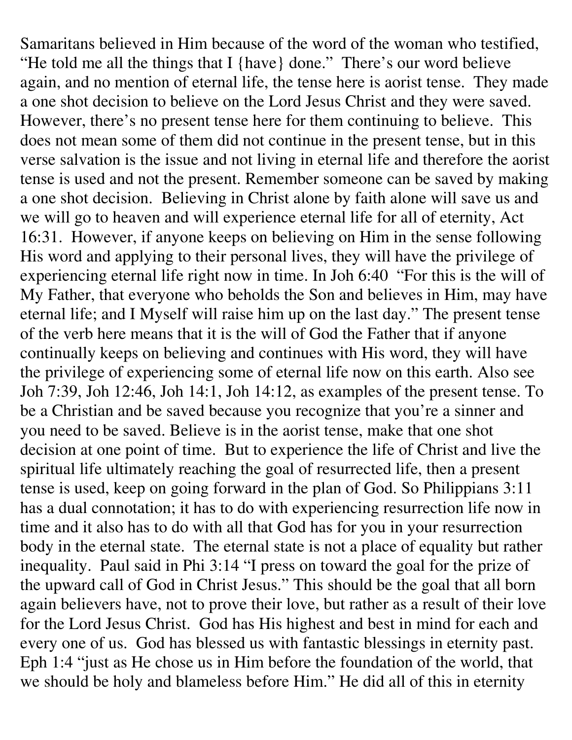Samaritans believed in Him because of the word of the woman who testified, "He told me all the things that I {have} done." There's our word believe again, and no mention of eternal life, the tense here is aorist tense. They made a one shot decision to believe on the Lord Jesus Christ and they were saved. However, there's no present tense here for them continuing to believe. This does not mean some of them did not continue in the present tense, but in this verse salvation is the issue and not living in eternal life and therefore the aorist tense is used and not the present. Remember someone can be saved by making a one shot decision. Believing in Christ alone by faith alone will save us and we will go to heaven and will experience eternal life for all of eternity, Act 16:31. However, if anyone keeps on believing on Him in the sense following His word and applying to their personal lives, they will have the privilege of experiencing eternal life right now in time. In Joh 6:40 "For this is the will of My Father, that everyone who beholds the Son and believes in Him, may have eternal life; and I Myself will raise him up on the last day." The present tense of the verb here means that it is the will of God the Father that if anyone continually keeps on believing and continues with His word, they will have the privilege of experiencing some of eternal life now on this earth. Also see Joh 7:39, Joh 12:46, Joh 14:1, Joh 14:12, as examples of the present tense. To be a Christian and be saved because you recognize that you're a sinner and you need to be saved. Believe is in the aorist tense, make that one shot decision at one point of time. But to experience the life of Christ and live the spiritual life ultimately reaching the goal of resurrected life, then a present tense is used, keep on going forward in the plan of God. So Philippians 3:11 has a dual connotation; it has to do with experiencing resurrection life now in time and it also has to do with all that God has for you in your resurrection body in the eternal state. The eternal state is not a place of equality but rather inequality. Paul said in Phi 3:14 "I press on toward the goal for the prize of the upward call of God in Christ Jesus." This should be the goal that all born again believers have, not to prove their love, but rather as a result of their love for the Lord Jesus Christ. God has His highest and best in mind for each and every one of us. God has blessed us with fantastic blessings in eternity past. Eph 1:4 "just as He chose us in Him before the foundation of the world, that we should be holy and blameless before Him." He did all of this in eternity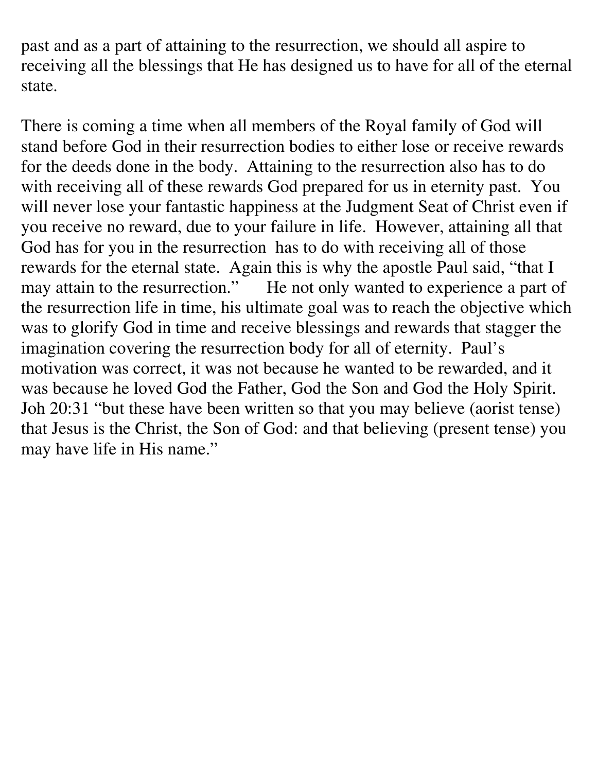past and as a part of attaining to the resurrection, we should all aspire to receiving all the blessings that He has designed us to have for all of the eternal state.

There is coming a time when all members of the Royal family of God will stand before God in their resurrection bodies to either lose or receive rewards for the deeds done in the body. Attaining to the resurrection also has to do with receiving all of these rewards God prepared for us in eternity past. You will never lose your fantastic happiness at the Judgment Seat of Christ even if you receive no reward, due to your failure in life. However, attaining all that God has for you in the resurrection has to do with receiving all of those rewards for the eternal state. Again this is why the apostle Paul said, "that I may attain to the resurrection." He not only wanted to experience a part of the resurrection life in time, his ultimate goal was to reach the objective which was to glorify God in time and receive blessings and rewards that stagger the imagination covering the resurrection body for all of eternity. Paul's motivation was correct, it was not because he wanted to be rewarded, and it was because he loved God the Father, God the Son and God the Holy Spirit. Joh 20:31 "but these have been written so that you may believe (aorist tense) that Jesus is the Christ, the Son of God: and that believing (present tense) you may have life in His name."